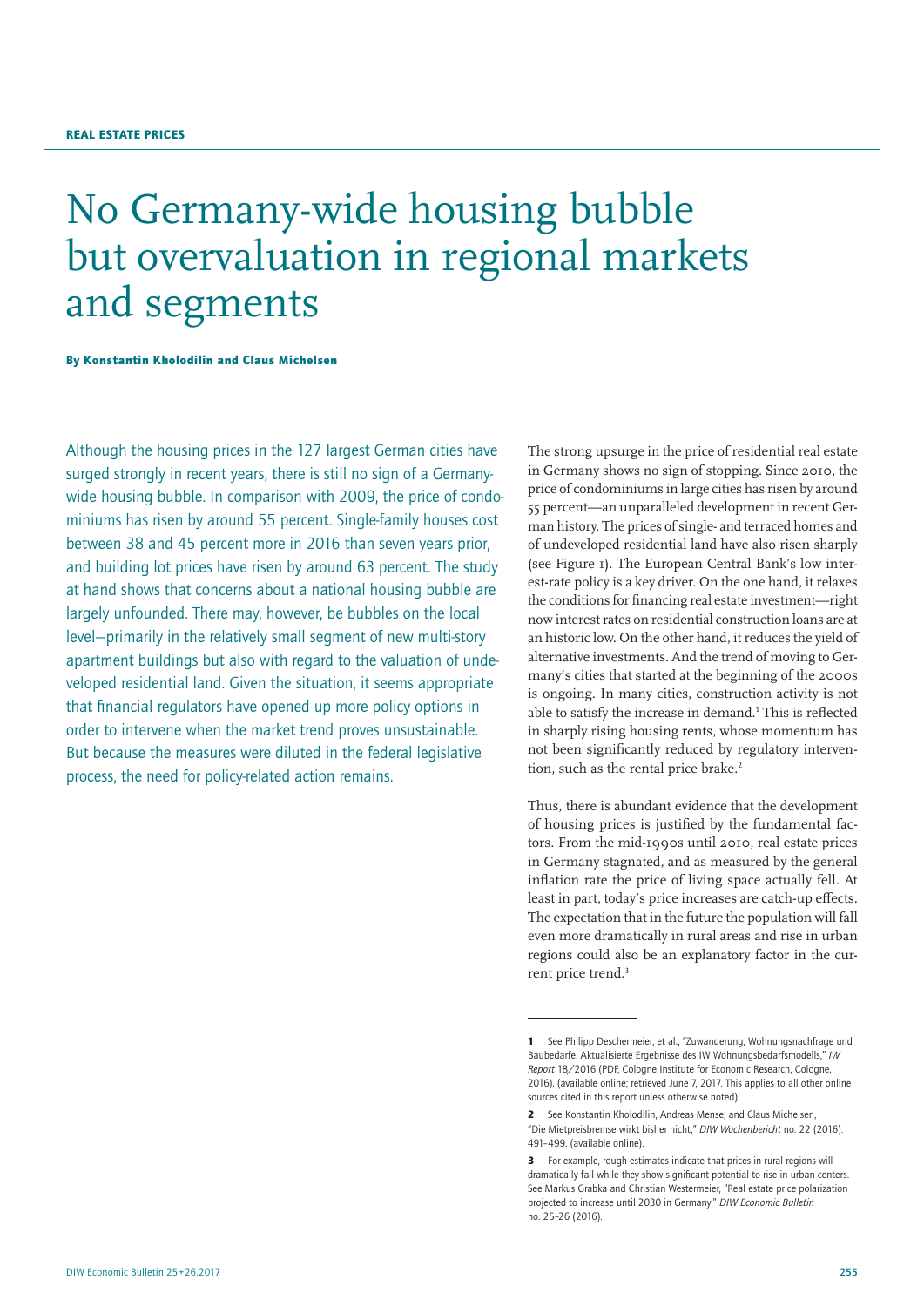REAL ESTATE PRICES

# No Germany-wide housing bubble but overvaluation in regional markets and segments

**By Konstantin Kholodilin and Claus Michelsen**

Although the housing prices in the 127 largest German cities have surged strongly in recent years, there is still no sign of a Germany-wide housing bubble. In comparison with 2009, the price of condominiums has risen by around 55 percent. Single-family houses cost between 38 and 45 percent more in 2016 than seven years prior, and building lot prices have risen by around 63 percent. The study at hand shows that concerns about a national housing bubble are largely unfounded. There may, however, be bubbles on the local level—primarily in the relatively small segment of new multi-story apartment buildings but also with regard to the valuation of undeveloped residential land. Given the situation, it seems appropriate that financial regulators have opened up more policy options in order to intervene when the market trend proves unsustainable. But because the measures were diluted in the federal legislative process, the need for policy-related action remains.

The strong upsurge in the price of residential real estate in Germany shows no sign of stopping. Since 2010, the price of condominiums in large cities has risen by around 55 percent—an unparalleled development in recent German history. The prices of single- and terraced homes and of undeveloped residential land have also risen sharply (see Figure 1). The European Central Bank's low interest-rate policy is a key driver. On the one hand, it relaxes the conditions for financing real estate investment—right now interest rates on residential construction loans are at an historic low. On the other hand, it reduces the yield of alternative investments. And the trend of moving to Germany's cities that started at the beginning of the 2000s is ongoing. In many cities, construction activity is not able to satisfy the increase in demand.[1] This is reflected in sharply rising housing rents, whose momentum has not been significantly reduced by regulatory intervention, such as the rental price brake.[2]

Thus, there is abundant evidence that the development of housing prices is justified by the fundamental factors. From the mid-1990s until 2010, real estate prices in Germany stagnated, and as measured by the general inflation rate the price of living space actually fell. At least in part, today's price increases are catch-up effects. The expectation that in the future the population will fall even more dramatically in rural areas and rise in urban regions could also be an explanatory factor in the current price trend.[3]

---

[1] See Philipp Deschermeier, et al., "Zuwanderung, Wohnungsnachfrage und Baubedarfe. Aktualisierte Ergebnisse des IW Wohnungsbedarfsmodells," *IW Report* 18/2016 (PDF, Cologne Institute for Economic Research, Cologne, 2016). (available online; retrieved June 7, 2017. This applies to all other online sources cited in this report unless otherwise noted).

[2] See Konstantin Kholodilin, Andreas Mense, and Claus Michelsen, "Die Mietpreisbremse wirkt bisher nicht," *DIW Wochenbericht* no. 22 (2016): 491–499. (available online).

[3] For example, rough estimates indicate that prices in rural regions will dramatically fall while they show significant potential to rise in urban centers. See Markus Grabka and Christian Westermeier, "Real estate price polarization projected to increase until 2030 in Germany," *DIW Economic Bulletin* no. 25-26 (2016).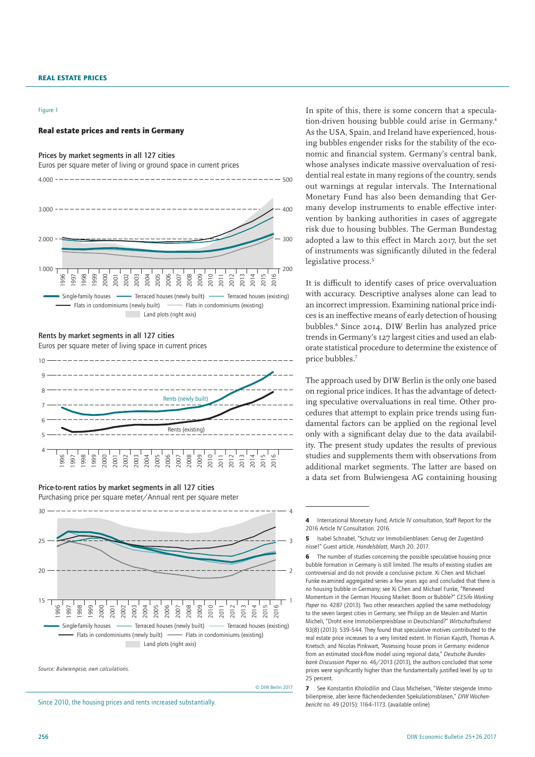Figure 1

**Real estate prices and rents in Germany**

Prices by market segments in all 127 cities

Euros per square meter of living or ground space in current prices

Rents by market segments in all 127 cities

Euros per square meter of living space in current prices

Price-to-rent ratios by market segments in all 127 cities

Purchasing price per square meter/Annual rent per square meter

Source: Bulwiengesa; own calculations.

© DIW Berlin 2017

Since 2010, the housing prices and rents increased substantially.

In spite of this, there is some concern that a speculation-driven housing bubble could arise in Germany.[4] As the USA, Spain, and Ireland have experienced, housing bubbles engender risks for the stability of the economic and financial system. Germany's central bank, whose analyses indicate massive overvaluation of residential real estate in many regions of the country, sends out warnings at regular intervals. The International Monetary Fund has also been demanding that Germany develop instruments to enable effective intervention by banking authorities in cases of aggregate risk due to housing bubbles. The German Bundestag adopted a law to this effect in March 2017, but the set of instruments was significantly diluted in the federal legislative process.[5]

It is difficult to identify cases of price overvaluation with accuracy. Descriptive analyses alone can lead to an incorrect impression. Examining national price indices is an ineffective means of early detection of housing bubbles.[6] Since 2014, DIW Berlin has analyzed price trends in Germany's 127 largest cities and used an elaborate statistical procedure to determine the existence of price bubbles.[7]

The approach used by DIW Berlin is the only one based on regional price indices. It has the advantage of detecting speculative overvaluations in real time. Other procedures that attempt to explain price trends using fundamental factors can be applied on the regional level only with a significant delay due to the data availability. The present study updates the results of previous studies and supplements them with observations from additional market segments. The latter are based on a data set from Bulwiengesa AG containing housing

---

4 International Monetary Fund, Article IV consultation, Staff Report for the 2016 Article IV Consultation. 2016.

5 Isabel Schnabel, "Schutz vor Immobilienblasen: Genug der Zugeständnisse!" Guest article, *Handelsblatt*, March 20. 2017.

6 The number of studies concerning the possible speculative housing price bubble formation in Germany is still limited. The results of existing studies are controversial and do not provide a conclusive picture. Xi Chen and Michael Funke examined aggregated series a few years ago and concluded that there is no housing bubble in Germany; see Xi Chen and Michael Funke, "Renewed Momentum in the German Housing Market: Boom or Bubble?" *CESifo Working Paper* no. 4287 (2013). Two other researchers applied the same methodology to the seven largest cities in Germany; see Philipp an de Meulen and Martin Micheli, "Droht eine Immobilienpreisblase in Deutschland?" *Wirtschaftsdienst* 93(8) (2013): 539–544. They found that speculative motives contributed to the real estate price increases to a very limited extent. In Florian Kajuth, Thomas A. Knetsch, and Nicolas Pinkwart, "Assessing house prices in Germany: evidence from an estimated stock-flow model using regional data," *Deutsche Bundesbank Discussion Paper* no. 46/2013 (2013), the authors concluded that some prices were significantly higher than the fundamentally justified level by up to 25 percent.

7 See Konstantin Kholodilin and Claus Michelsen, "Weiter steigende Immobilienpreise, aber keine flächendeckenden Spekulationsblasen," *DIW Wochenbericht* no. 49 (2015): 1164–1173. (available online)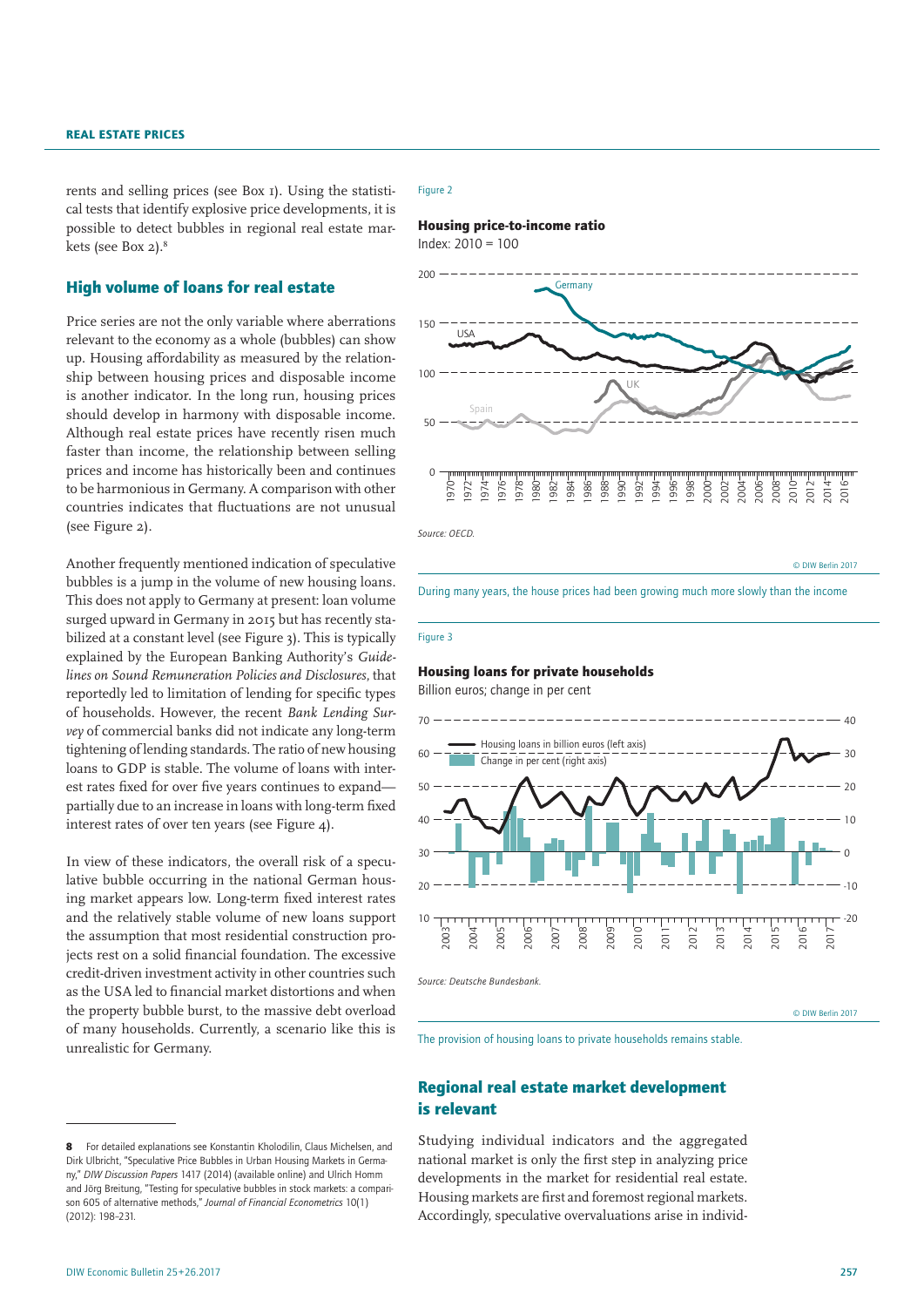rents and selling prices (see Box 1). Using the statistical tests that identify explosive price developments, it is possible to detect bubbles in regional real estate markets (see Box 2).[8]

## High volume of loans for real estate

Price series are not the only variable where aberrations relevant to the economy as a whole (bubbles) can show up. Housing affordability as measured by the relationship between housing prices and disposable income is another indicator. In the long run, housing prices should develop in harmony with disposable income. Although real estate prices have recently risen much faster than income, the relationship between selling prices and income has historically been and continues to be harmonious in Germany. A comparison with other countries indicates that fluctuations are not unusual (see Figure 2).

Another frequently mentioned indication of speculative bubbles is a jump in the volume of new housing loans. This does not apply to Germany at present: loan volume surged upward in Germany in 2015 but has recently stabilized at a constant level (see Figure 3). This is typically explained by the European Banking Authority's *Guidelines on Sound Remuneration Policies and Disclosures*, that reportedly led to limitation of lending for specific types of households. However, the recent *Bank Lending Survey* of commercial banks did not indicate any long-term tightening of lending standards. The ratio of new housing loans to GDP is stable. The volume of loans with interest rates fixed for over five years continues to expand—partially due to an increase in loans with long-term fixed interest rates of over ten years (see Figure 4).

In view of these indicators, the overall risk of a speculative bubble occurring in the national German housing market appears low. Long-term fixed interest rates and the relatively stable volume of new loans support the assumption that most residential construction projects rest on a solid financial foundation. The excessive credit-driven investment activity in other countries such as the USA led to financial market distortions and when the property bubble burst, to the massive debt overload of many households. Currently, a scenario like this is unrealistic for Germany.

Figure 2

**Housing price-to-income ratio**

Index: 2010 = 100

Source: OECD.

© DIW Berlin 2017

During many years, the house prices had been growing much more slowly than the income

Figure 3

**Housing loans for private households**

Billion euros; change in per cent

Source: Deutsche Bundesbank.

© DIW Berlin 2017

The provision of housing loans to private households remains stable.

## Regional real estate market development is relevant

Studying individual indicators and the aggregated national market is only the first step in analyzing price developments in the market for residential real estate. Housing markets are first and foremost regional markets. Accordingly, speculative overvaluations arise in individ-

[8] For detailed explanations see Konstantin Kholodilin, Claus Michelsen, and Dirk Ulbricht, "Speculative Price Bubbles in Urban Housing Markets in Germany," *DIW Discussion Papers* 1417 (2014) (available online) and Ulrich Homm and Jörg Breitung, "Testing for speculative bubbles in stock markets: a comparison 605 of alternative methods," *Journal of Financial Econometrics* 10(1) (2012): 198–231.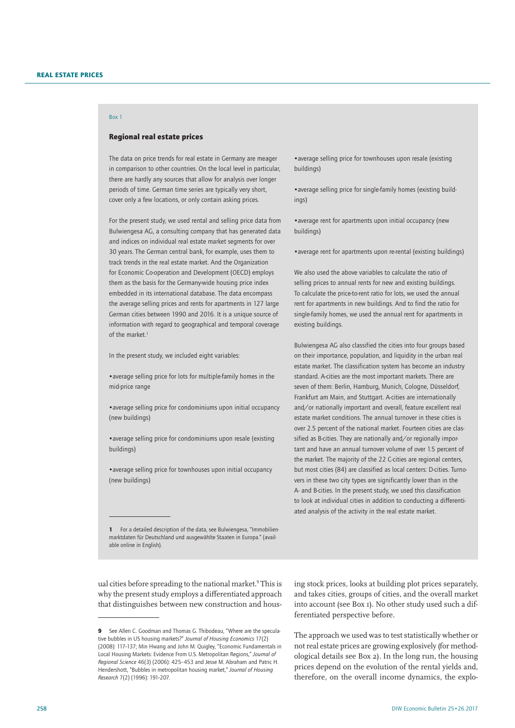Box 1

### Regional real estate prices

The data on price trends for real estate in Germany are meager in comparison to other countries. On the local level in particular, there are hardly any sources that allow for analysis over longer periods of time. German time series are typically very short, cover only a few locations, or only contain asking prices.

For the present study, we used rental and selling price data from Bulwiengesa AG, a consulting company that has generated data and indices on individual real estate market segments for over 30 years. The German central bank, for example, uses them to track trends in the real estate market. And the Organization for Economic Co-operation and Development (OECD) employs them as the basis for the Germany-wide housing price index embedded in its international database. The data encompass the average selling prices and rents for apartments in 127 large German cities between 1990 and 2016. It is a unique source of information with regard to geographical and temporal coverage of the market.[1]

In the present study, we included eight variables:

- average selling price for lots for multiple-family homes in the mid-price range
- average selling price for condominiums upon initial occupancy (new buildings)
- average selling price for condominiums upon resale (existing buildings)
- average selling price for townhouses upon initial occupancy (new buildings)
- average selling price for townhouses upon resale (existing buildings)
- average selling price for single-family homes (existing buildings)
- average rent for apartments upon initial occupancy (new buildings)
- average rent for apartments upon re-rental (existing buildings)

We also used the above variables to calculate the ratio of selling prices to annual rents for new and existing buildings. To calculate the price-to-rent ratio for lots, we used the annual rent for apartments in new buildings. And to find the ratio for single-family homes, we used the annual rent for apartments in existing buildings.

Bulwiengesa AG also classified the cities into four groups based on their importance, population, and liquidity in the urban real estate market. The classification system has become an industry standard. A-cities are the most important markets. There are seven of them: Berlin, Hamburg, Munich, Cologne, Düsseldorf, Frankfurt am Main, and Stuttgart. A-cities are internationally and/or nationally important and overall, feature excellent real estate market conditions. The annual turnover in these cities is over 2.5 percent of the national market. Fourteen cities are classified as B-cities. They are nationally and/or regionally important and have an annual turnover volume of over 1.5 percent of the market. The majority of the 22 C-cities are regional centers, but most cities (84) are classified as local centers: D-cities. Turnovers in these two city types are significantly lower than in the A- and B-cities. In the present study, we used this classification to look at individual cities in addition to conducting a differentiated analysis of the activity in the real estate market.

1 For a detailed description of the data, see Bulwiengesa, "Immobilienmarktdaten für Deutschland und ausgewählte Staaten in Europa." (available online in English).

ual cities before spreading to the national market.[9] This is why the present study employs a differentiated approach that distinguishes between new construction and housing stock prices, looks at building plot prices separately, and takes cities, groups of cities, and the overall market into account (see Box 1). No other study used such a differentiated perspective before.

The approach we used was to test statistically whether or not real estate prices are growing explosively (for methodological details see Box 2). In the long run, the housing prices depend on the evolution of the rental yields and, therefore, on the overall income dynamics, the explo-

9 See Allen C. Goodman and Thomas G. Thibodeau, "Where are the speculative bubbles in US housing markets?" *Journal of Housing Economics* 17(2) (2008): 117–137; Min Hwang and John M. Quigley, "Economic Fundamentals in Local Housing Markets: Evidence From U.S. Metropolitan Regions," *Journal of Regional Science* 46(3) (2006): 425–453 and Jesse M. Abraham and Patric H. Hendershott, "Bubbles in metropolitan housing market," *Journal of Housing Research* 7(2) (1996): 191–207.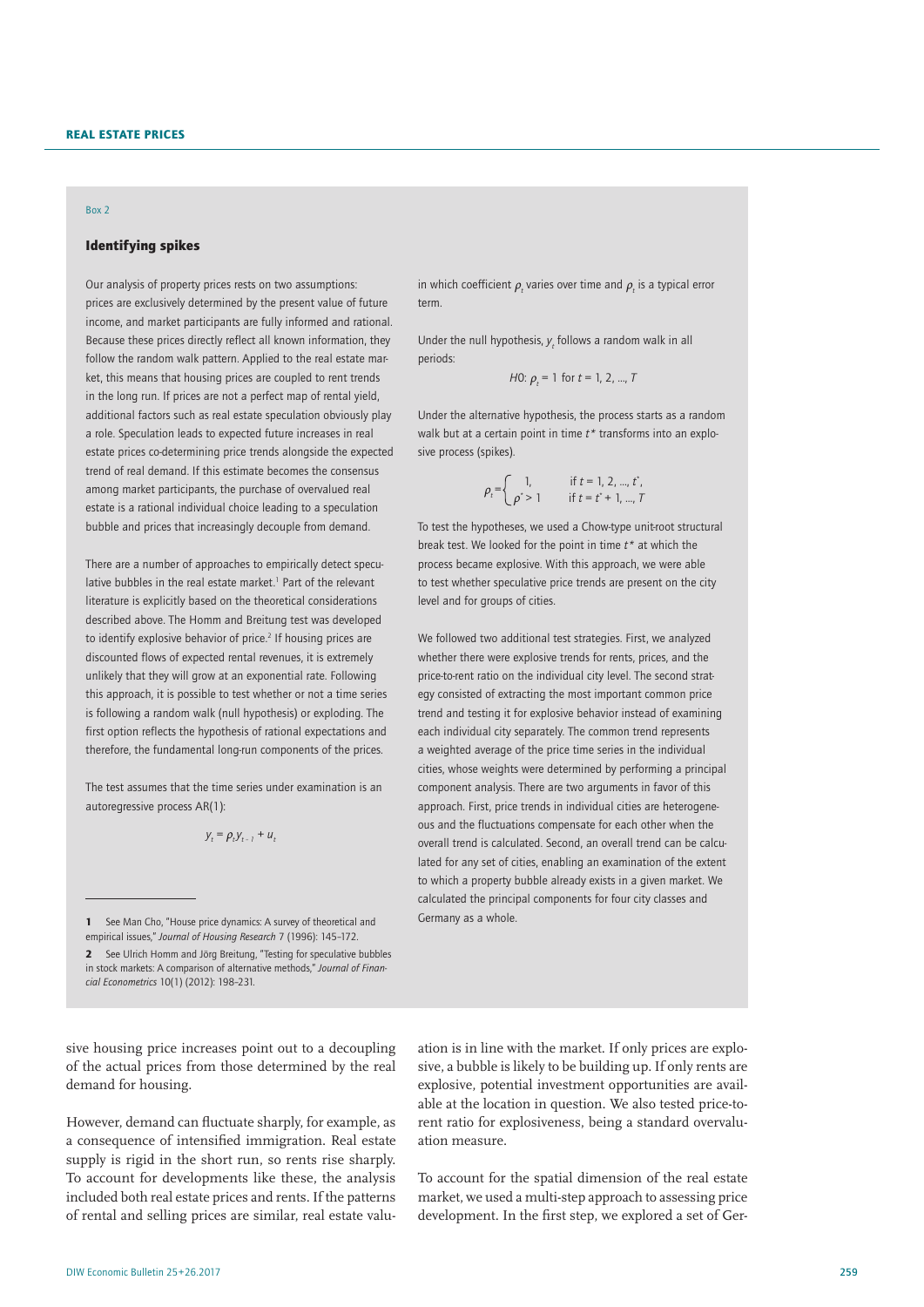Box 2

### Identifying spikes

Our analysis of property prices rests on two assumptions: prices are exclusively determined by the present value of future income, and market participants are fully informed and rational. Because these prices directly reflect all known information, they follow the random walk pattern. Applied to the real estate market, this means that housing prices are coupled to rent trends in the long run. If prices are not a perfect map of rental yield, additional factors such as real estate speculation obviously play a role. Speculation leads to expected future increases in real estate prices co-determining price trends alongside the expected trend of real demand. If this estimate becomes the consensus among market participants, the purchase of overvalued real estate is a rational individual choice leading to a speculation bubble and prices that increasingly decouple from demand.

There are a number of approaches to empirically detect speculative bubbles in the real estate market.[1] Part of the relevant literature is explicitly based on the theoretical considerations described above. The Homm and Breitung test was developed to identify explosive behavior of price.[2] If housing prices are discounted flows of expected rental revenues, it is extremely unlikely that they will grow at an exponential rate. Following this approach, it is possible to test whether or not a time series is following a random walk (null hypothesis) or exploding. The first option reflects the hypothesis of rational expectations and therefore, the fundamental long-run components of the prices.

The test assumes that the time series under examination is an autoregressive process AR(1):

$$y_t = \rho_t y_{t-1} + u_t$$

in which coefficient $\rho_t$ varies over time and $\rho_t$ is a typical error term.

Under the null hypothesis, $y_t$ follows a random walk in all periods:

$$H0\text{: } \rho_t = 1 \text{ for } t = 1, 2, ..., T$$

Under the alternative hypothesis, the process starts as a random walk but at a certain point in time $t^*$ transforms into an explosive process (spikes).

$$\rho_t = \begin{cases} 1, & \text{if } t = 1, 2, ..., t^*, \\ \rho^* > 1 & \text{if } t = t^* + 1, ..., T \end{cases}$$

To test the hypotheses, we used a Chow-type unit-root structural break test. We looked for the point in time $t^*$ at which the process became explosive. With this approach, we were able to test whether speculative price trends are present on the city level and for groups of cities.

We followed two additional test strategies. First, we analyzed whether there were explosive trends for rents, prices, and the price-to-rent ratio on the individual city level. The second strategy consisted of extracting the most important common price trend and testing it for explosive behavior instead of examining each individual city separately. The common trend represents a weighted average of the price time series in the individual cities, whose weights were determined by performing a principal component analysis. There are two arguments in favor of this approach. First, price trends in individual cities are heterogeneous and the fluctuations compensate for each other when the overall trend is calculated. Second, an overall trend can be calculated for any set of cities, enabling an examination of the extent to which a property bubble already exists in a given market. We calculated the principal components for four city classes and Germany as a whole.

1 See Man Cho, "House price dynamics: A survey of theoretical and empirical issues," *Journal of Housing Research* 7 (1996): 145–172.

2 See Ulrich Homm and Jörg Breitung, "Testing for speculative bubbles in stock markets: A comparison of alternative methods," *Journal of Financial Econometrics* 10(1) (2012): 198–231.

sive housing price increases point out to a decoupling of the actual prices from those determined by the real demand for housing.

However, demand can fluctuate sharply, for example, as a consequence of intensified immigration. Real estate supply is rigid in the short run, so rents rise sharply. To account for developments like these, the analysis included both real estate prices and rents. If the patterns of rental and selling prices are similar, real estate valuation is in line with the market. If only prices are explosive, a bubble is likely to be building up. If only rents are explosive, potential investment opportunities are available at the location in question. We also tested price-to-rent ratio for explosiveness, being a standard overvaluation measure.

To account for the spatial dimension of the real estate market, we used a multi-step approach to assessing price development. In the first step, we explored a set of Ger-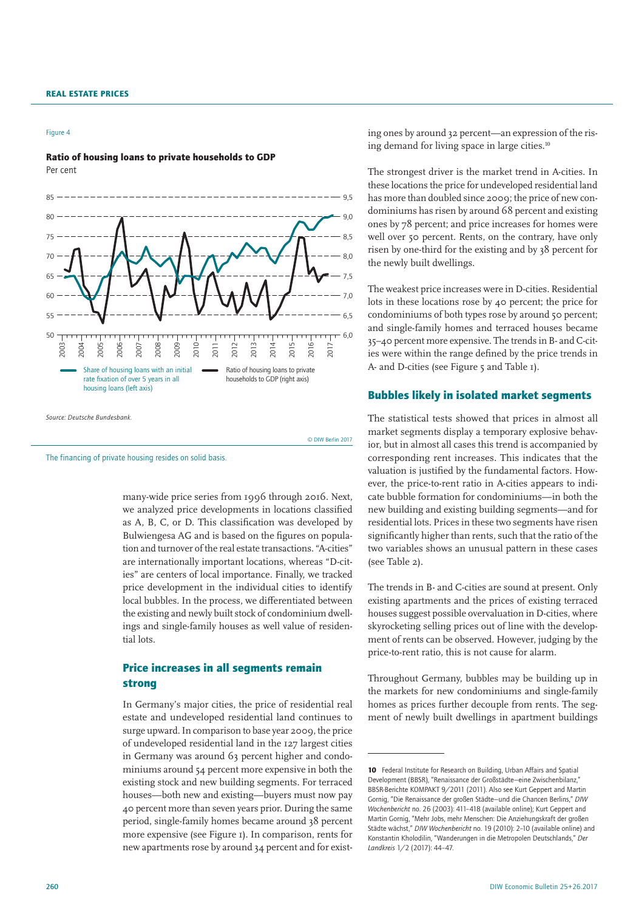Figure 4

**Ratio of housing loans to private households to GDP**

Per cent

Share of housing loans with an initial rate fixation of over 5 years in all housing loans (left axis)

Ratio of housing loans to private households to GDP (right axis)

*Source: Deutsche Bundesbank.*

© DIW Berlin 2017

The financing of private housing resides on solid basis.

many-wide price series from 1996 through 2016. Next, we analyzed price developments in locations classified as A, B, C, or D. This classification was developed by Bulwiengesa AG and is based on the figures on population and turnover of the real estate transactions. "A-cities" are internationally important locations, whereas "D-cities" are centers of local importance. Finally, we tracked price development in the individual cities to identify local bubbles. In the process, we differentiated between the existing and newly built stock of condominium dwellings and single-family houses as well value of residential lots.

## Price increases in all segments remain strong

In Germany's major cities, the price of residential real estate and undeveloped residential land continues to surge upward. In comparison to base year 2009, the price of undeveloped residential land in the 127 largest cities in Germany was around 63 percent higher and condominiums around 54 percent more expensive in both the existing stock and new building segments. For terraced houses—both new and existing—buyers must now pay 40 percent more than seven years prior. During the same period, single-family homes became around 38 percent more expensive (see Figure 1). In comparison, rents for new apartments rose by around 34 percent and for existing ones by around 32 percent—an expression of the rising demand for living space in large cities.[10]

The strongest driver is the market trend in A-cities. In these locations the price for undeveloped residential land has more than doubled since 2009; the price of new condominiums has risen by around 68 percent and existing ones by 78 percent; and price increases for homes were well over 50 percent. Rents, on the contrary, have only risen by one-third for the existing and by 38 percent for the newly built dwellings.

The weakest price increases were in D-cities. Residential lots in these locations rose by 40 percent; the price for condominiums of both types rose by around 50 percent; and single-family homes and terraced houses became 35–40 percent more expensive. The trends in B- and C-cities were within the range defined by the price trends in A- and D-cities (see Figure 5 and Table 1).

## Bubbles likely in isolated market segments

The statistical tests showed that prices in almost all market segments display a temporary explosive behavior, but in almost all cases this trend is accompanied by corresponding rent increases. This indicates that the valuation is justified by the fundamental factors. However, the price-to-rent ratio in A-cities appears to indicate bubble formation for condominiums—in both the new building and existing building segments—and for residential lots. Prices in these two segments have risen significantly higher than rents, such that the ratio of the two variables shows an unusual pattern in these cases (see Table 2).

The trends in B- and C-cities are sound at present. Only existing apartments and the prices of existing terraced houses suggest possible overvaluation in D-cities, where skyrocketing selling prices out of line with the development of rents can be observed. However, judging by the price-to-rent ratio, this is not cause for alarm.

Throughout Germany, bubbles may be building up in the markets for new condominiums and single-family homes as prices further decouple from rents. The segment of newly built dwellings in apartment buildings

---

**10** Federal Institute for Research on Building, Urban Affairs and Spatial Development (BBSR), "Renaissance der Großstädte–eine Zwischenbilanz," BBSR-Berichte KOMPAKT 9/2011 (2011). Also see Kurt Geppert and Martin Gornig, "Die Renaissance der großen Städte–und die Chancen Berlins," *DIW Wochenbericht* no. 26 (2003): 411–418 (available online); Kurt Geppert and Martin Gornig, "Mehr Jobs, mehr Menschen: Die Anziehungskraft der großen Städte wächst," *DIW Wochenbericht* no. 19 (2010): 2–10 (available online) and Konstantin Kholodilin, "Wanderungen in die Metropolen Deutschlands," *Der Landkreis* 1/2 (2017): 44–47.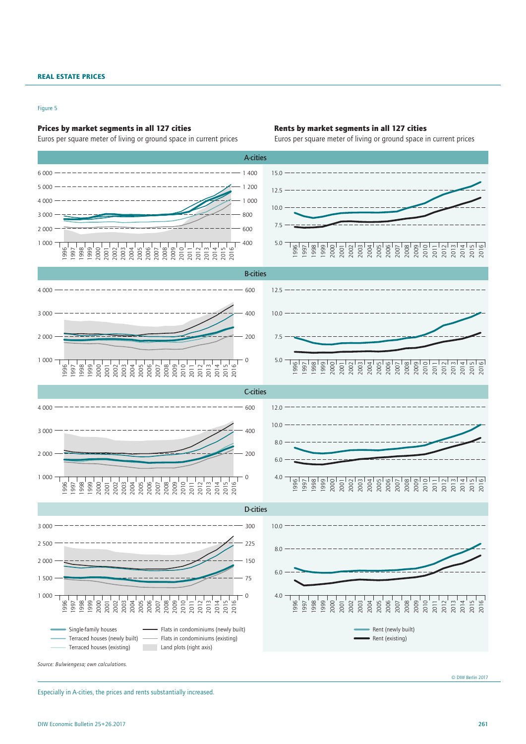Figure 5

**Prices by market segments in all 127 cities**
Euros per square meter of living or ground space in current prices

**Rents by market segments in all 127 cities**
Euros per square meter of living or ground space in current prices

A-cities

B-cities

C-cities

D-cities

Single-family houses
Terraced houses (newly built)
Terraced houses (existing)
Flats in condominiums (newly built)
Flats in condominiums (existing)
Land plots (right axis)

Rent (newly built)
Rent (existing)

*Source: Bulwiengesa; own calculations.*

© DIW Berlin 2017

Especially in A-cities, the prices and rents substantially increased.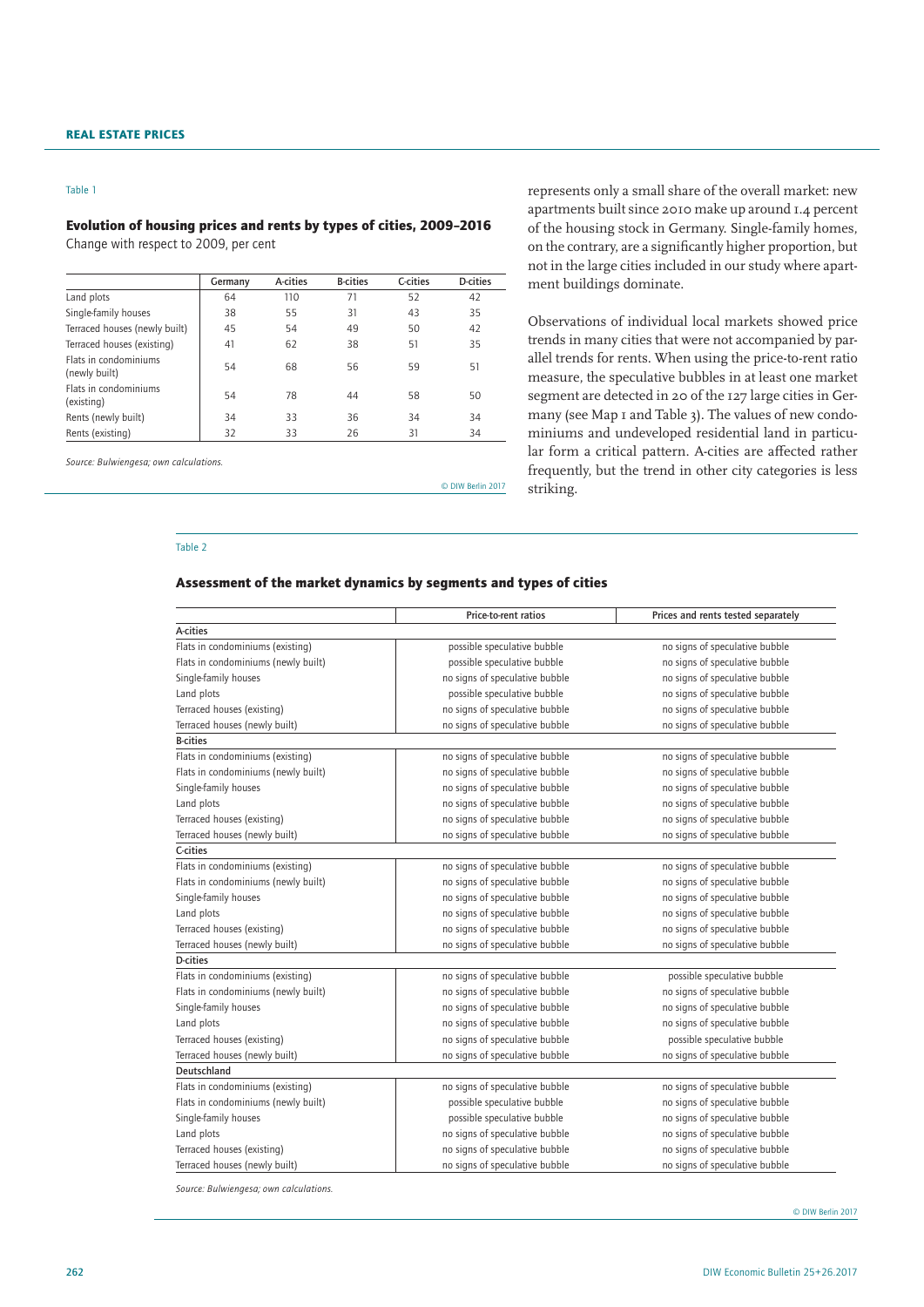Table 1

**Evolution of housing prices and rents by types of cities, 2009–2016**
Change with respect to 2009, per cent

| | Germany | A-cities | B-cities | C-cities | D-cities |
|---|---|---|---|---|---|
| Land plots | 64 | 110 | 71 | 52 | 42 |
| Single-family houses | 38 | 55 | 31 | 43 | 35 |
| Terraced houses (newly built) | 45 | 54 | 49 | 50 | 42 |
| Terraced houses (existing) | 41 | 62 | 38 | 51 | 35 |
| Flats in condominiums (newly built) | 54 | 68 | 56 | 59 | 51 |
| Flats in condominiums (existing) | 54 | 78 | 44 | 58 | 50 |
| Rents (newly built) | 34 | 33 | 36 | 34 | 34 |
| Rents (existing) | 32 | 33 | 26 | 31 | 34 |

*Source: Bulwiengesa; own calculations.*

© DIW Berlin 2017

represents only a small share of the overall market: new apartments built since 2010 make up around 1.4 percent of the housing stock in Germany. Single-family homes, on the contrary, are a significantly higher proportion, but not in the large cities included in our study where apartment buildings dominate.

Observations of individual local markets showed price trends in many cities that were not accompanied by parallel trends for rents. When using the price-to-rent ratio measure, the speculative bubbles in at least one market segment are detected in 20 of the 127 large cities in Germany (see Map 1 and Table 3). The values of new condominiums and undeveloped residential land in particular form a critical pattern. A-cities are affected rather frequently, but the trend in other city categories is less striking.

Table 2

**Assessment of the market dynamics by segments and types of cities**

| | Price-to-rent ratios | Prices and rents tested separately |
|---|---|---|
| **A-cities** | | |
| Flats in condominiums (existing) | possible speculative bubble | no signs of speculative bubble |
| Flats in condominiums (newly built) | possible speculative bubble | no signs of speculative bubble |
| Single-family houses | no signs of speculative bubble | no signs of speculative bubble |
| Land plots | possible speculative bubble | no signs of speculative bubble |
| Terraced houses (existing) | no signs of speculative bubble | no signs of speculative bubble |
| Terraced houses (newly built) | no signs of speculative bubble | no signs of speculative bubble |
| **B-cities** | | |
| Flats in condominiums (existing) | no signs of speculative bubble | no signs of speculative bubble |
| Flats in condominiums (newly built) | no signs of speculative bubble | no signs of speculative bubble |
| Single-family houses | no signs of speculative bubble | no signs of speculative bubble |
| Land plots | no signs of speculative bubble | no signs of speculative bubble |
| Terraced houses (existing) | no signs of speculative bubble | no signs of speculative bubble |
| Terraced houses (newly built) | no signs of speculative bubble | no signs of speculative bubble |
| **C-cities** | | |
| Flats in condominiums (existing) | no signs of speculative bubble | no signs of speculative bubble |
| Flats in condominiums (newly built) | no signs of speculative bubble | no signs of speculative bubble |
| Single-family houses | no signs of speculative bubble | no signs of speculative bubble |
| Land plots | no signs of speculative bubble | no signs of speculative bubble |
| Terraced houses (existing) | no signs of speculative bubble | no signs of speculative bubble |
| Terraced houses (newly built) | no signs of speculative bubble | no signs of speculative bubble |
| **D-cities** | | |
| Flats in condominiums (existing) | no signs of speculative bubble | possible speculative bubble |
| Flats in condominiums (newly built) | no signs of speculative bubble | no signs of speculative bubble |
| Single-family houses | no signs of speculative bubble | no signs of speculative bubble |
| Land plots | no signs of speculative bubble | no signs of speculative bubble |
| Terraced houses (existing) | no signs of speculative bubble | possible speculative bubble |
| Terraced houses (newly built) | no signs of speculative bubble | no signs of speculative bubble |
| **Deutschland** | | |
| Flats in condominiums (existing) | no signs of speculative bubble | no signs of speculative bubble |
| Flats in condominiums (newly built) | possible speculative bubble | no signs of speculative bubble |
| Single-family houses | possible speculative bubble | no signs of speculative bubble |
| Land plots | no signs of speculative bubble | no signs of speculative bubble |
| Terraced houses (existing) | no signs of speculative bubble | no signs of speculative bubble |
| Terraced houses (newly built) | no signs of speculative bubble | no signs of speculative bubble |

*Source: Bulwiengesa; own calculations.*

© DIW Berlin 2017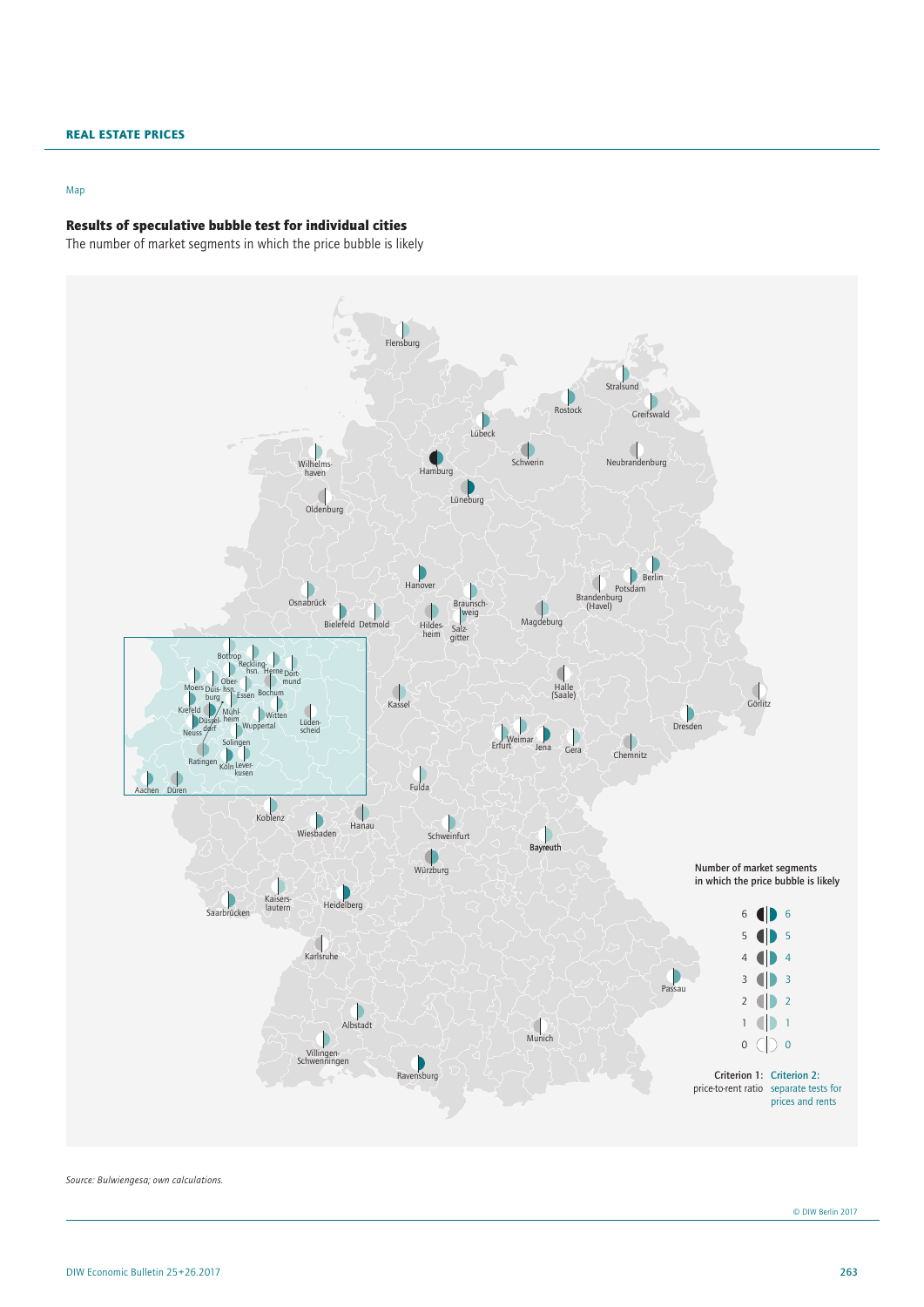Map

### Results of speculative bubble test for individual cities

The number of market segments in which the price bubble is likely

Flensburg, Stralsund, Rostock, Greifswald, Lübeck, Wilhelms-haven, Hamburg, Schwerin, Neubrandenburg, Lüneburg, Oldenburg, Hanover, Berlin, Osnabrück, Braunsch-weig, Potsdam, Brandenburg (Havel), Bielefeld, Detmold, Hildes-heim, Salz-gitter, Magdeburg, Bottrop, Reckling-hsn., Herne, Dort-mund, Moers, Duis-burg, Ober-hsn., Essen, Bochum, Krefeld, Mühl-heim, Witten, Düssel-dorf, Neuss, Wuppertal, Lüden-scheid, Solingen, Ratingen, Köln, Lever-kusen, Aachen, Düren, Kassel, Halle (Saale), Görlitz, Dresden, Erfurt, Weimar, Jena, Gera, Chemnitz, Fulda, Koblenz, Hanau, Wiesbaden, Schweinfurt, Bayreuth, Würzburg, Kaisers-lautern, Heidelberg, Saarbrücken, Karlsruhe, Passau, Albstadt, Munich, Villingen-Schwenningen, Ravensburg

Number of market segments in which the price bubble is likely

| Criterion 1: price-to-rent ratio | Criterion 2: separate tests for prices and rents |
|---|---|
| 6 | 6 |
| 5 | 5 |
| 4 | 4 |
| 3 | 3 |
| 2 | 2 |
| 1 | 1 |
| 0 | 0 |

*Source: Bulwiengesa; own calculations.*

© DIW Berlin 2017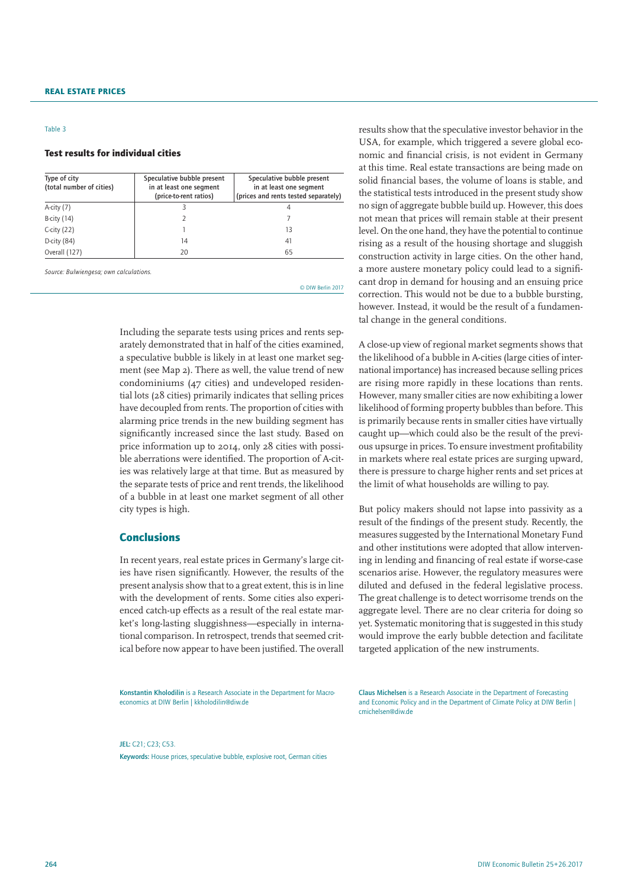Table 3

**Test results for individual cities**

| Type of city (total number of cities) | Speculative bubble present in at least one segment (price-to-rent ratios) | Speculative bubble present in at least one segment (prices and rents tested separately) |
|---|---|---|
| A-city (7) | 3 | 4 |
| B-city (14) | 2 | 7 |
| C-city (22) | 1 | 13 |
| D-city (84) | 14 | 41 |
| Overall (127) | 20 | 65 |

*Source: Bulwiengesa; own calculations.*

© DIW Berlin 2017

Including the separate tests using prices and rents separately demonstrated that in half of the cities examined, a speculative bubble is likely in at least one market segment (see Map 2). There as well, the value trend of new condominiums (47 cities) and undeveloped residential lots (28 cities) primarily indicates that selling prices have decoupled from rents. The proportion of cities with alarming price trends in the new building segment has significantly increased since the last study. Based on price information up to 2014, only 28 cities with possible aberrations were identified. The proportion of A-cities was relatively large at that time. But as measured by the separate tests of price and rent trends, the likelihood of a bubble in at least one market segment of all other city types is high.

## Conclusions

In recent years, real estate prices in Germany's large cities have risen significantly. However, the results of the present analysis show that to a great extent, this is in line with the development of rents. Some cities also experienced catch-up effects as a result of the real estate market's long-lasting sluggishness—especially in international comparison. In retrospect, trends that seemed critical before now appear to have been justified. The overall results show that the speculative investor behavior in the USA, for example, which triggered a severe global economic and financial crisis, is not evident in Germany at this time. Real estate transactions are being made on solid financial bases, the volume of loans is stable, and the statistical tests introduced in the present study show no sign of aggregate bubble build up. However, this does not mean that prices will remain stable at their present level. On the one hand, they have the potential to continue rising as a result of the housing shortage and sluggish construction activity in large cities. On the other hand, a more austere monetary policy could lead to a significant drop in demand for housing and an ensuing price correction. This would not be due to a bubble bursting, however. Instead, it would be the result of a fundamental change in the general conditions.

A close-up view of regional market segments shows that the likelihood of a bubble in A-cities (large cities of international importance) has increased because selling prices are rising more rapidly in these locations than rents. However, many smaller cities are now exhibiting a lower likelihood of forming property bubbles than before. This is primarily because rents in smaller cities have virtually caught up—which could also be the result of the previous upsurge in prices. To ensure investment profitability in markets where real estate prices are surging upward, there is pressure to charge higher rents and set prices at the limit of what households are willing to pay.

But policy makers should not lapse into passivity as a result of the findings of the present study. Recently, the measures suggested by the International Monetary Fund and other institutions were adopted that allow intervening in lending and financing of real estate if worse-case scenarios arise. However, the regulatory measures were diluted and defused in the federal legislative process. The great challenge is to detect worrisome trends on the aggregate level. There are no clear criteria for doing so yet. Systematic monitoring that is suggested in this study would improve the early bubble detection and facilitate targeted application of the new instruments.

**Konstantin Kholodilin** is a Research Associate in the Department for Macroeconomics at DIW Berlin | kkholodilin@diw.de

**Claus Michelsen** is a Research Associate in the Department of Forecasting and Economic Policy and in the Department of Climate Policy at DIW Berlin | cmichelsen@diw.de

**JEL:** C21; C23; C53.

**Keywords:** House prices, speculative bubble, explosive root, German cities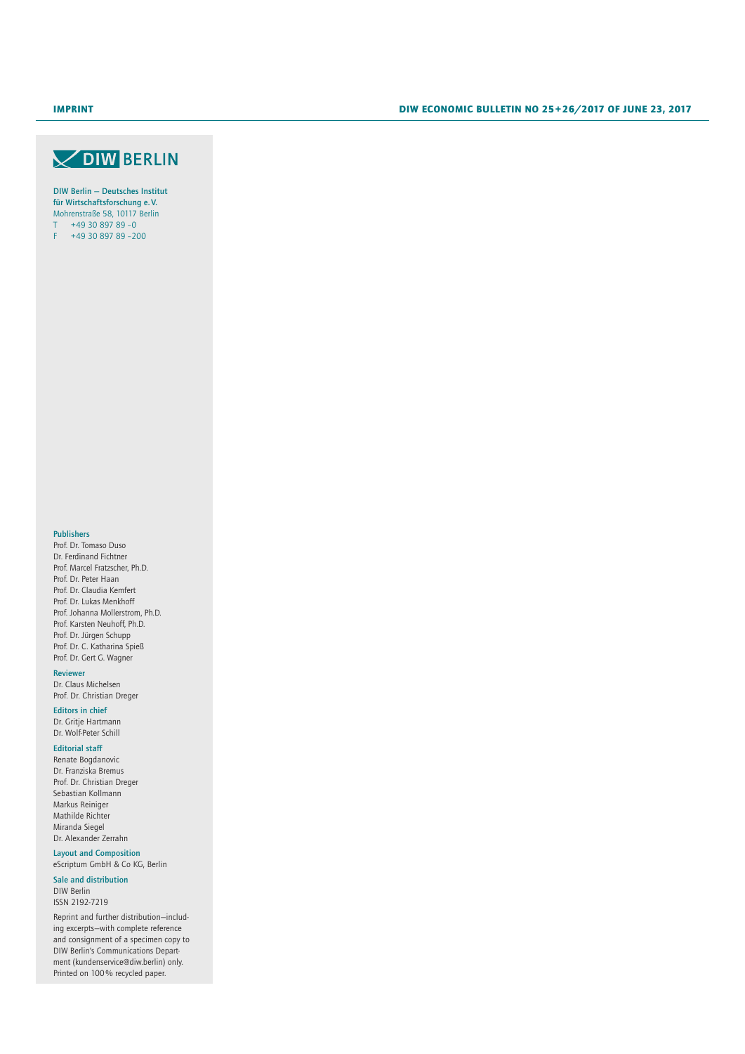DIW BERLIN

**DIW Berlin — Deutsches Institut für Wirtschaftsforschung e. V.**
Mohrenstraße 58, 10117 Berlin
T +49 30 897 89 -0
F +49 30 897 89 -200

**Publishers**
Prof. Dr. Tomaso Duso
Dr. Ferdinand Fichtner
Prof. Marcel Fratzscher, Ph.D.
Prof. Dr. Peter Haan
Prof. Dr. Claudia Kemfert
Prof. Dr. Lukas Menkhoff
Prof. Johanna Mollerstrom, Ph.D.
Prof. Karsten Neuhoff, Ph.D.
Prof. Dr. Jürgen Schupp
Prof. Dr. C. Katharina Spieß
Prof. Dr. Gert G. Wagner

**Reviewer**
Dr. Claus Michelsen
Prof. Dr. Christian Dreger

**Editors in chief**
Dr. Gritje Hartmann
Dr. Wolf-Peter Schill

**Editorial staff**
Renate Bogdanovic
Dr. Franziska Bremus
Prof. Dr. Christian Dreger
Sebastian Kollmann
Markus Reiniger
Mathilde Richter
Miranda Siegel
Dr. Alexander Zerrahn

**Layout and Composition**
eScriptum GmbH & Co KG, Berlin

**Sale and distribution**
DIW Berlin
ISSN 2192-7219

Reprint and further distribution—including excerpts—with complete reference and consignment of a specimen copy to DIW Berlin's Communications Department (kundenservice@diw.berlin) only.
Printed on 100% recycled paper.